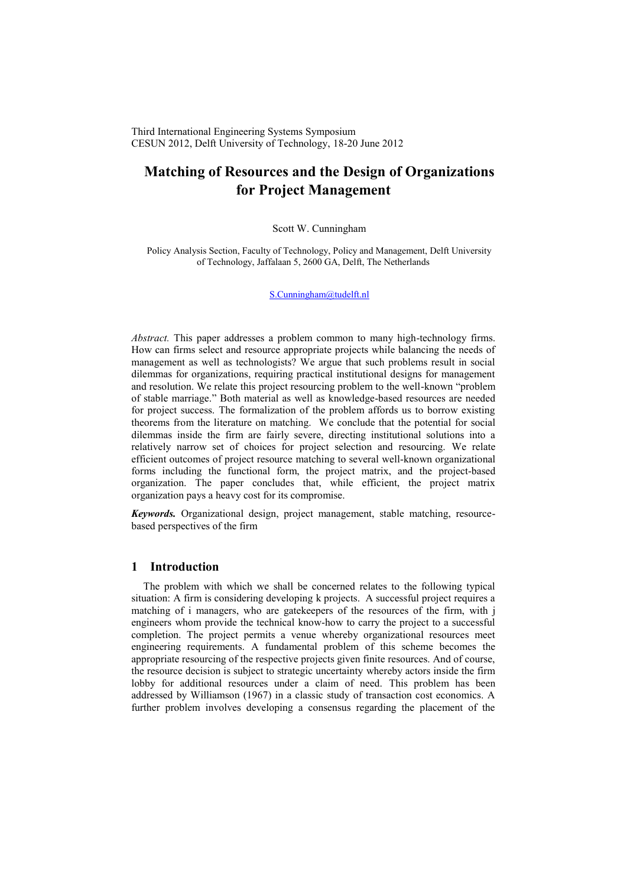Third International Engineering Systems Symposium
CESUN 2012, Delft University of Technology, 18-20 June 2012

# Matching of Resources and the Design of Organizations for Project Management

Scott W. Cunningham

Policy Analysis Section, Faculty of Technology, Policy and Management, Delft University of Technology, Jaffalaan 5, 2600 GA, Delft, The Netherlands

S.Cunningham@tudelft.nl

*Abstract.* This paper addresses a problem common to many high-technology firms. How can firms select and resource appropriate projects while balancing the needs of management as well as technologists? We argue that such problems result in social dilemmas for organizations, requiring practical institutional designs for management and resolution. We relate this project resourcing problem to the well-known "problem of stable marriage." Both material as well as knowledge-based resources are needed for project success. The formalization of the problem affords us to borrow existing theorems from the literature on matching. We conclude that the potential for social dilemmas inside the firm are fairly severe, directing institutional solutions into a relatively narrow set of choices for project selection and resourcing. We relate efficient outcomes of project resource matching to several well-known organizational forms including the functional form, the project matrix, and the project-based organization. The paper concludes that, while efficient, the project matrix organization pays a heavy cost for its compromise.

***Keywords.*** Organizational design, project management, stable matching, resource-based perspectives of the firm

## 1 Introduction

The problem with which we shall be concerned relates to the following typical situation: A firm is considering developing k projects. A successful project requires a matching of i managers, who are gatekeepers of the resources of the firm, with j engineers whom provide the technical know-how to carry the project to a successful completion. The project permits a venue whereby organizational resources meet engineering requirements. A fundamental problem of this scheme becomes the appropriate resourcing of the respective projects given finite resources. And of course, the resource decision is subject to strategic uncertainty whereby actors inside the firm lobby for additional resources under a claim of need. This problem has been addressed by Williamson (1967) in a classic study of transaction cost economics. A further problem involves developing a consensus regarding the placement of the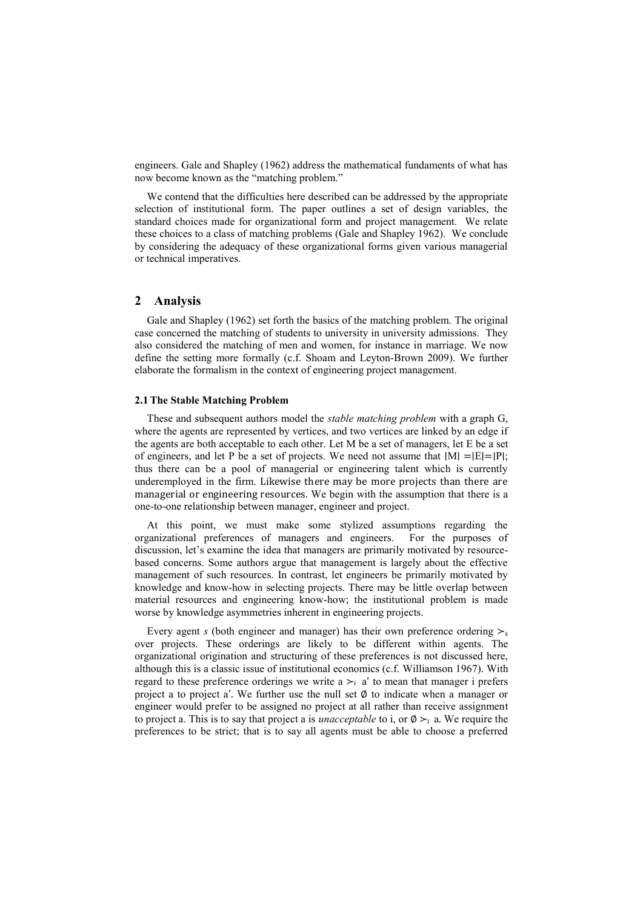engineers. Gale and Shapley (1962) address the mathematical fundaments of what has now become known as the "matching problem."

We contend that the difficulties here described can be addressed by the appropriate selection of institutional form. The paper outlines a set of design variables, the standard choices made for organizational form and project management. We relate these choices to a class of matching problems (Gale and Shapley 1962). We conclude by considering the adequacy of these organizational forms given various managerial or technical imperatives.

## 2 Analysis

Gale and Shapley (1962) set forth the basics of the matching problem. The original case concerned the matching of students to university in university admissions. They also considered the matching of men and women, for instance in marriage. We now define the setting more formally (c.f. Shoam and Leyton-Brown 2009). We further elaborate the formalism in the context of engineering project management.

### 2.1 The Stable Matching Problem

These and subsequent authors model the *stable matching problem* with a graph G, where the agents are represented by vertices, and two vertices are linked by an edge if the agents are both acceptable to each other. Let M be a set of managers, let E be a set of engineers, and let P be a set of projects. We need not assume that $|M| = |E| = |P|$; thus there can be a pool of managerial or engineering talent which is currently underemployed in the firm. Likewise there may be more projects than there are managerial or engineering resources. We begin with the assumption that there is a one-to-one relationship between manager, engineer and project.

At this point, we must make some stylized assumptions regarding the organizational preferences of managers and engineers. For the purposes of discussion, let's examine the idea that managers are primarily motivated by resource-based concerns. Some authors argue that management is largely about the effective management of such resources. In contrast, let engineers be primarily motivated by knowledge and know-how in selecting projects. There may be little overlap between material resources and engineering know-how; the institutional problem is made worse by knowledge asymmetries inherent in engineering projects.

Every agent *s* (both engineer and manager) has their own preference ordering $\succ_s$ over projects. These orderings are likely to be different within agents. The organizational origination and structuring of these preferences is not discussed here, although this is a classic issue of institutional economics (c.f. Williamson 1967). With regard to these preference orderings we write $a \succ_i a'$ to mean that manager i prefers project a to project a'. We further use the null set $\emptyset$ to indicate when a manager or engineer would prefer to be assigned no project at all rather than receive assignment to project a. This is to say that project a is *unacceptable* to i, or $\emptyset \succ_i a$. We require the preferences to be strict; that is to say all agents must be able to choose a preferred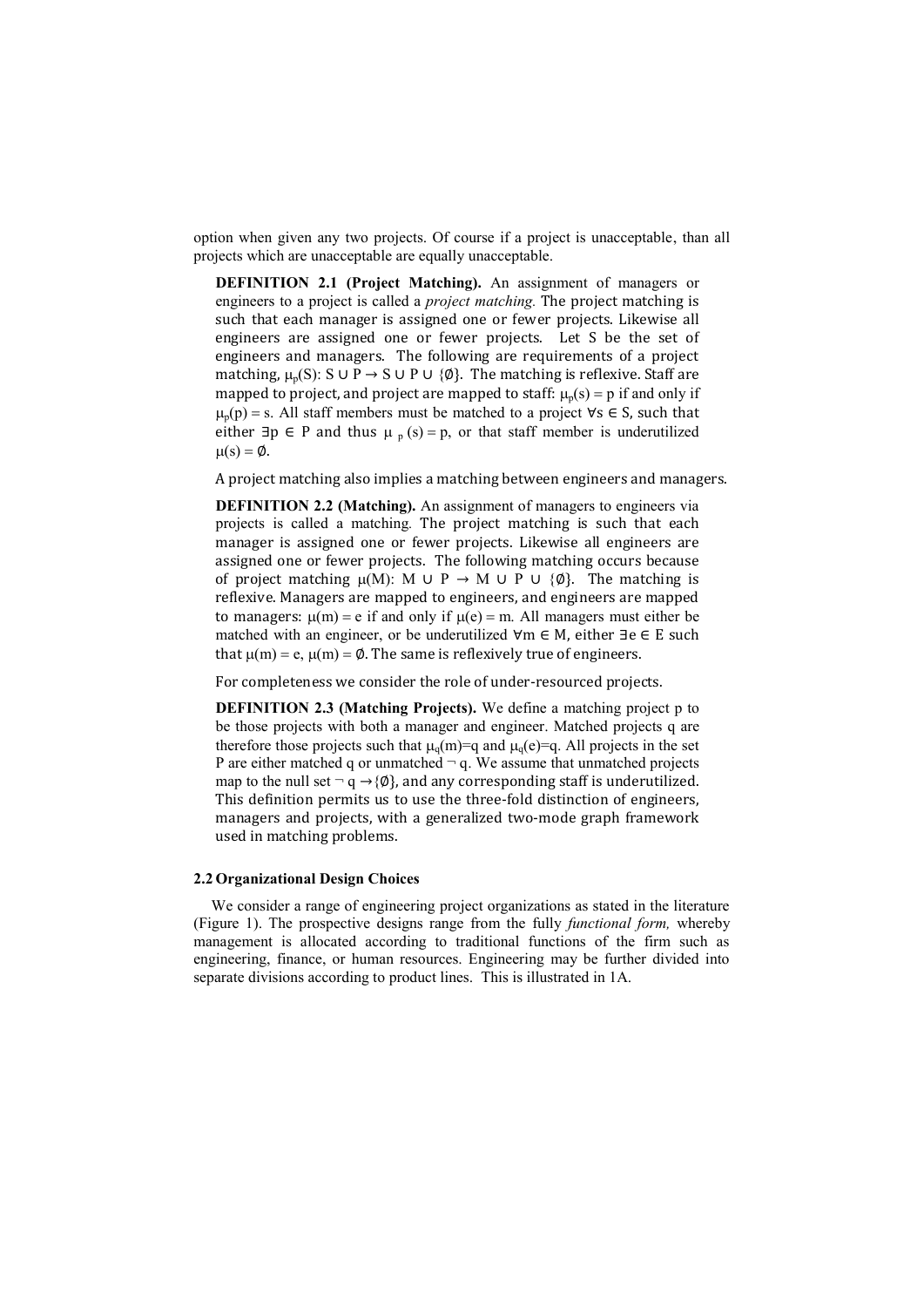option when given any two projects. Of course if a project is unacceptable, than all projects which are unacceptable are equally unacceptable.

> **DEFINITION 2.1 (Project Matching).** An assignment of managers or engineers to a project is called a *project matching.* The project matching is such that each manager is assigned one or fewer projects. Likewise all engineers are assigned one or fewer projects. Let S be the set of engineers and managers. The following are requirements of a project matching, $\mu_p(S)$: $S \cup P \rightarrow S \cup P \cup \{\emptyset\}$. The matching is reflexive. Staff are mapped to project, and project are mapped to staff: $\mu_p(s) = p$ if and only if $\mu_p(p) = s$. All staff members must be matched to a project $\forall s \in S$, such that either $\exists p \in P$ and thus $\mu_p(s) = p$, or that staff member is underutilized $\mu(s) = \emptyset$.

A project matching also implies a matching between engineers and managers.

> **DEFINITION 2.2 (Matching).** An assignment of managers to engineers via projects is called a matching. The project matching is such that each manager is assigned one or fewer projects. Likewise all engineers are assigned one or fewer projects. The following matching occurs because of project matching $\mu(M)$: $M \cup P \rightarrow M \cup P \cup \{\emptyset\}$. The matching is reflexive. Managers are mapped to engineers, and engineers are mapped to managers: $\mu(m) = e$ if and only if $\mu(e) = m$. All managers must either be matched with an engineer, or be underutilized $\forall m \in M$, either $\exists e \in E$ such that $\mu(m) = e$, $\mu(m) = \emptyset$. The same is reflexively true of engineers.

For completeness we consider the role of under-resourced projects.

> **DEFINITION 2.3 (Matching Projects).** We define a matching project p to be those projects with both a manager and engineer. Matched projects q are therefore those projects such that $\mu_q(m)=q$ and $\mu_q(e)=q$. All projects in the set P are either matched q or unmatched $\neg q$. We assume that unmatched projects map to the null set $\neg q \rightarrow \{\emptyset\}$, and any corresponding staff is underutilized. This definition permits us to use the three-fold distinction of engineers, managers and projects, with a generalized two-mode graph framework used in matching problems.

### 2.2 Organizational Design Choices

We consider a range of engineering project organizations as stated in the literature (Figure 1). The prospective designs range from the fully *functional form,* whereby management is allocated according to traditional functions of the firm such as engineering, finance, or human resources. Engineering may be further divided into separate divisions according to product lines. This is illustrated in 1A.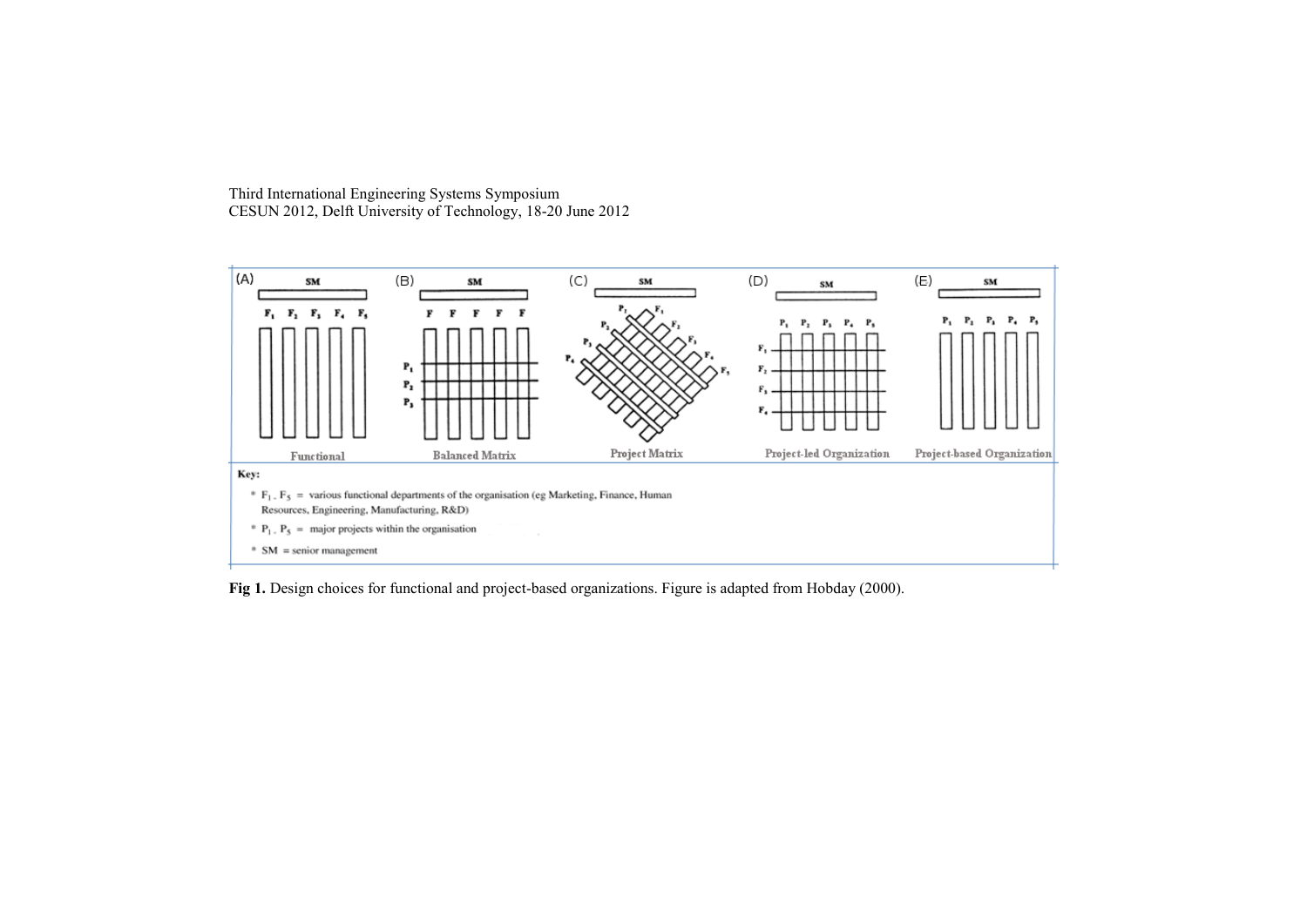(A) SM F1 F2 F3 F4 F5 Functional

(B) SM F F F F F P1 P2 P3 Balanced Matrix

(C) SM P1 P2 P3 P4 F1 F2 F3 F4 F5 Project Matrix

(D) SM P1 P2 P3 P4 P5 F1 F2 F3 F4 Project-led Organization

(E) SM P1 P2 P3 P4 P5 Project-based Organization

**Key:**

- $F_1$ - $F_5$ = various functional departments of the organisation (eg Marketing, Finance, Human Resources, Engineering, Manufacturing, R&D)
- $P_1$ - $P_5$ = major projects within the organisation
- SM = senior management

**Fig 1.** Design choices for functional and project-based organizations. Figure is adapted from Hobday (2000).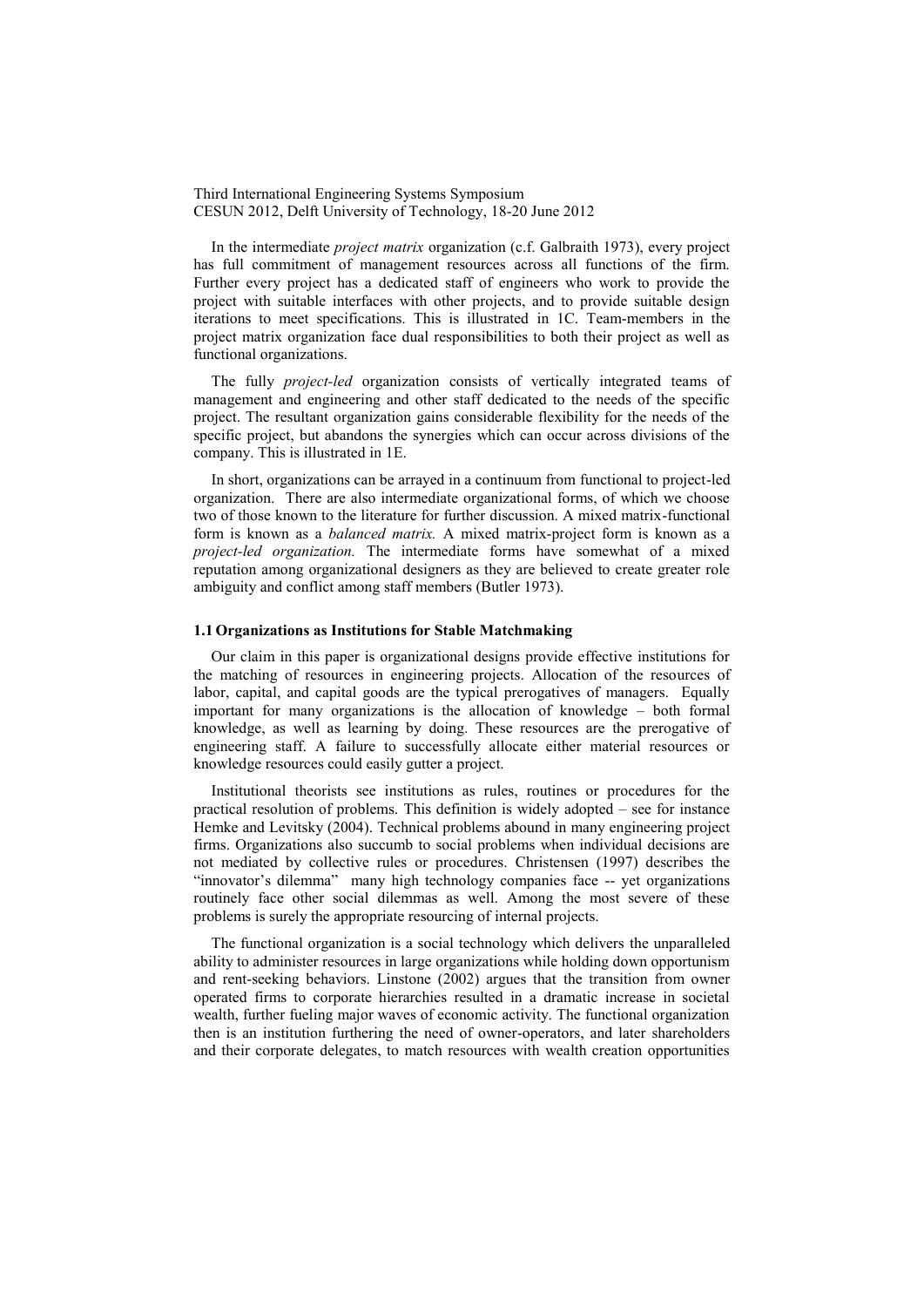In the intermediate *project matrix* organization (c.f. Galbraith 1973), every project has full commitment of management resources across all functions of the firm. Further every project has a dedicated staff of engineers who work to provide the project with suitable interfaces with other projects, and to provide suitable design iterations to meet specifications. This is illustrated in 1C. Team-members in the project matrix organization face dual responsibilities to both their project as well as functional organizations.

The fully *project-led* organization consists of vertically integrated teams of management and engineering and other staff dedicated to the needs of the specific project. The resultant organization gains considerable flexibility for the needs of the specific project, but abandons the synergies which can occur across divisions of the company. This is illustrated in 1E.

In short, organizations can be arrayed in a continuum from functional to project-led organization. There are also intermediate organizational forms, of which we choose two of those known to the literature for further discussion. A mixed matrix-functional form is known as a *balanced matrix.* A mixed matrix-project form is known as a *project-led organization.* The intermediate forms have somewhat of a mixed reputation among organizational designers as they are believed to create greater role ambiguity and conflict among staff members (Butler 1973).

### 1.1 Organizations as Institutions for Stable Matchmaking

Our claim in this paper is organizational designs provide effective institutions for the matching of resources in engineering projects. Allocation of the resources of labor, capital, and capital goods are the typical prerogatives of managers. Equally important for many organizations is the allocation of knowledge – both formal knowledge, as well as learning by doing. These resources are the prerogative of engineering staff. A failure to successfully allocate either material resources or knowledge resources could easily gutter a project.

Institutional theorists see institutions as rules, routines or procedures for the practical resolution of problems. This definition is widely adopted – see for instance Hemke and Levitsky (2004). Technical problems abound in many engineering project firms. Organizations also succumb to social problems when individual decisions are not mediated by collective rules or procedures. Christensen (1997) describes the "innovator's dilemma" many high technology companies face -- yet organizations routinely face other social dilemmas as well. Among the most severe of these problems is surely the appropriate resourcing of internal projects.

The functional organization is a social technology which delivers the unparalleled ability to administer resources in large organizations while holding down opportunism and rent-seeking behaviors. Linstone (2002) argues that the transition from owner operated firms to corporate hierarchies resulted in a dramatic increase in societal wealth, further fueling major waves of economic activity. The functional organization then is an institution furthering the need of owner-operators, and later shareholders and their corporate delegates, to match resources with wealth creation opportunities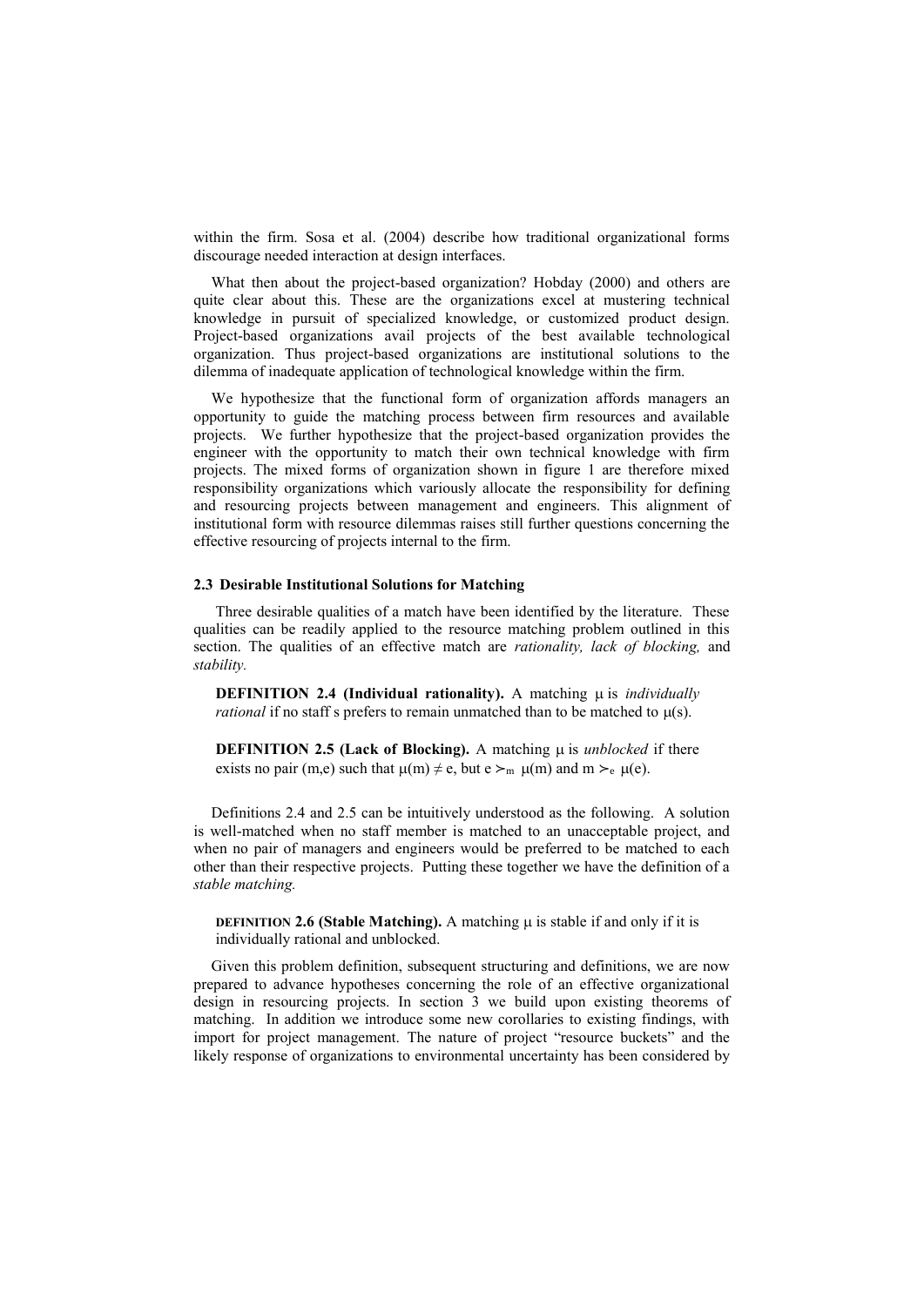within the firm. Sosa et al. (2004) describe how traditional organizational forms discourage needed interaction at design interfaces.

What then about the project-based organization? Hobday (2000) and others are quite clear about this. These are the organizations excel at mustering technical knowledge in pursuit of specialized knowledge, or customized product design. Project-based organizations avail projects of the best available technological organization. Thus project-based organizations are institutional solutions to the dilemma of inadequate application of technological knowledge within the firm.

We hypothesize that the functional form of organization affords managers an opportunity to guide the matching process between firm resources and available projects. We further hypothesize that the project-based organization provides the engineer with the opportunity to match their own technical knowledge with firm projects. The mixed forms of organization shown in figure 1 are therefore mixed responsibility organizations which variously allocate the responsibility for defining and resourcing projects between management and engineers. This alignment of institutional form with resource dilemmas raises still further questions concerning the effective resourcing of projects internal to the firm.

### 2.3 Desirable Institutional Solutions for Matching

Three desirable qualities of a match have been identified by the literature. These qualities can be readily applied to the resource matching problem outlined in this section. The qualities of an effective match are *rationality, lack of blocking,* and *stability.*

> **DEFINITION 2.4 (Individual rationality).** A matching $\mu$ is *individually rational* if no staff s prefers to remain unmatched than to be matched to $\mu(s)$.

> **DEFINITION 2.5 (Lack of Blocking).** A matching $\mu$ is *unblocked* if there exists no pair (m,e) such that $\mu(m) \neq e$, but $e \succ_m \mu(m)$ and $m \succ_e \mu(e)$.

Definitions 2.4 and 2.5 can be intuitively understood as the following. A solution is well-matched when no staff member is matched to an unacceptable project, and when no pair of managers and engineers would be preferred to be matched to each other than their respective projects. Putting these together we have the definition of a *stable matching.*

> **DEFINITION 2.6 (Stable Matching).** A matching $\mu$ is stable if and only if it is individually rational and unblocked.

Given this problem definition, subsequent structuring and definitions, we are now prepared to advance hypotheses concerning the role of an effective organizational design in resourcing projects. In section 3 we build upon existing theorems of matching. In addition we introduce some new corollaries to existing findings, with import for project management. The nature of project "resource buckets" and the likely response of organizations to environmental uncertainty has been considered by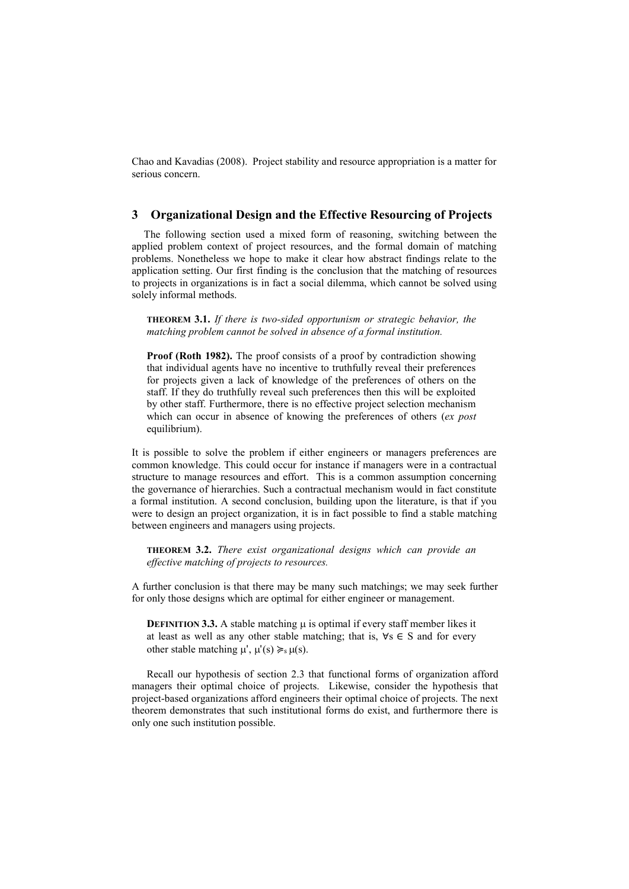Chao and Kavadias (2008). Project stability and resource appropriation is a matter for serious concern.

## 3 Organizational Design and the Effective Resourcing of Projects

The following section used a mixed form of reasoning, switching between the applied problem context of project resources, and the formal domain of matching problems. Nonetheless we hope to make it clear how abstract findings relate to the application setting. Our first finding is the conclusion that the matching of resources to projects in organizations is in fact a social dilemma, which cannot be solved using solely informal methods.

> **THEOREM 3.1.** *If there is two-sided opportunism or strategic behavior, the matching problem cannot be solved in absence of a formal institution.*
>
> **Proof (Roth 1982).** The proof consists of a proof by contradiction showing that individual agents have no incentive to truthfully reveal their preferences for projects given a lack of knowledge of the preferences of others on the staff. If they do truthfully reveal such preferences then this will be exploited by other staff. Furthermore, there is no effective project selection mechanism which can occur in absence of knowing the preferences of others (*ex post* equilibrium).

It is possible to solve the problem if either engineers or managers preferences are common knowledge. This could occur for instance if managers were in a contractual structure to manage resources and effort. This is a common assumption concerning the governance of hierarchies. Such a contractual mechanism would in fact constitute a formal institution. A second conclusion, building upon the literature, is that if you were to design an project organization, it is in fact possible to find a stable matching between engineers and managers using projects.

> **THEOREM 3.2.** *There exist organizational designs which can provide an effective matching of projects to resources.*

A further conclusion is that there may be many such matchings; we may seek further for only those designs which are optimal for either engineer or management.

> **DEFINITION 3.3.** A stable matching $\mu$ is optimal if every staff member likes it at least as well as any other stable matching; that is, $\forall s \in S$ and for every other stable matching $\mu'$, $\mu'(s) \succcurlyeq_s \mu(s)$.

Recall our hypothesis of section 2.3 that functional forms of organization afford managers their optimal choice of projects. Likewise, consider the hypothesis that project-based organizations afford engineers their optimal choice of projects. The next theorem demonstrates that such institutional forms do exist, and furthermore there is only one such institution possible.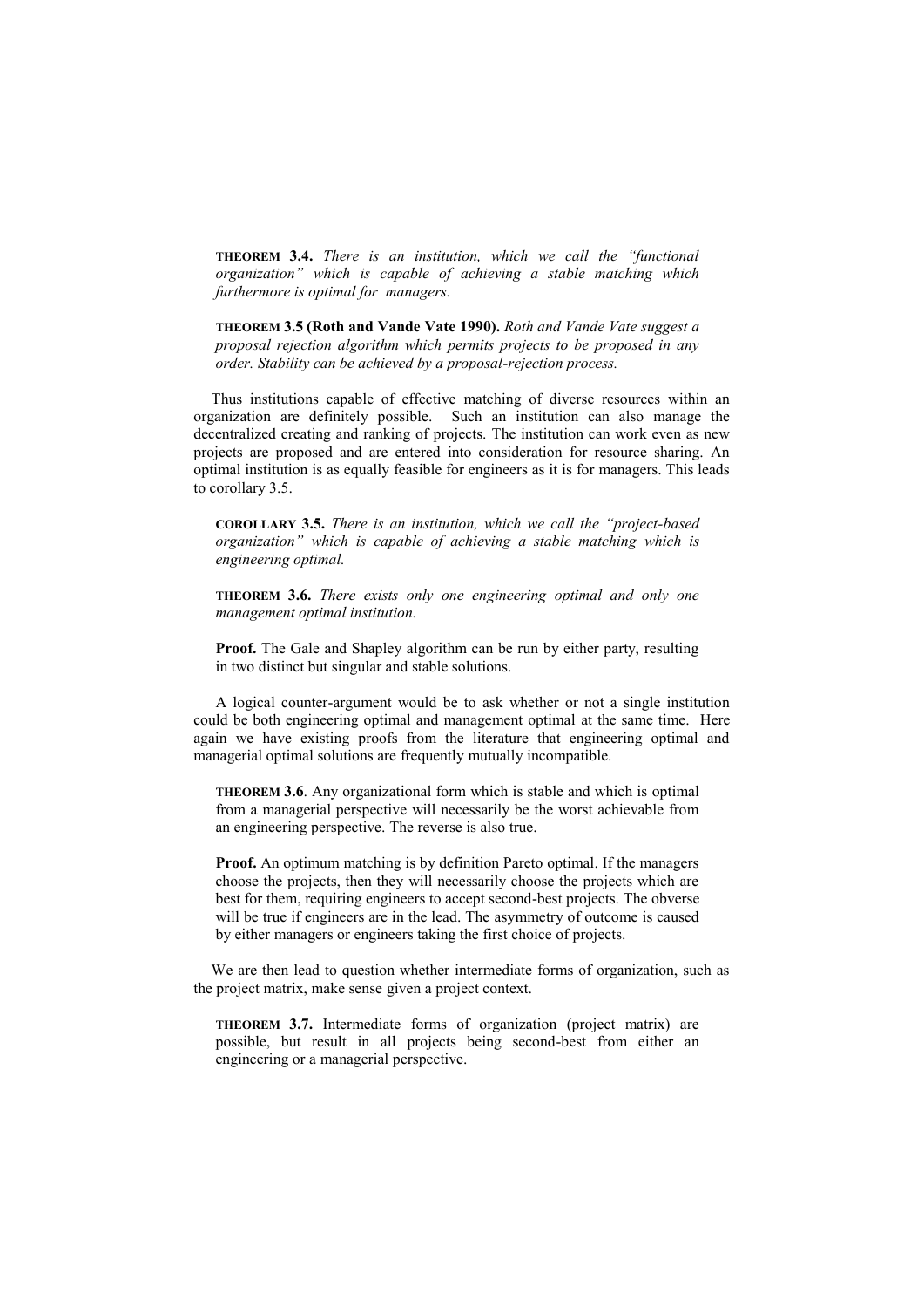**THEOREM 3.4.** *There is an institution, which we call the "functional organization" which is capable of achieving a stable matching which furthermore is optimal for managers.*

**THEOREM 3.5 (Roth and Vande Vate 1990).** *Roth and Vande Vate suggest a proposal rejection algorithm which permits projects to be proposed in any order. Stability can be achieved by a proposal-rejection process.*

Thus institutions capable of effective matching of diverse resources within an organization are definitely possible. Such an institution can also manage the decentralized creating and ranking of projects. The institution can work even as new projects are proposed and are entered into consideration for resource sharing. An optimal institution is as equally feasible for engineers as it is for managers. This leads to corollary 3.5.

**COROLLARY 3.5.** *There is an institution, which we call the "project-based organization" which is capable of achieving a stable matching which is engineering optimal.*

**THEOREM 3.6.** *There exists only one engineering optimal and only one management optimal institution.*

**Proof.** The Gale and Shapley algorithm can be run by either party, resulting in two distinct but singular and stable solutions.

A logical counter-argument would be to ask whether or not a single institution could be both engineering optimal and management optimal at the same time. Here again we have existing proofs from the literature that engineering optimal and managerial optimal solutions are frequently mutually incompatible.

**THEOREM 3.6**. Any organizational form which is stable and which is optimal from a managerial perspective will necessarily be the worst achievable from an engineering perspective. The reverse is also true.

**Proof.** An optimum matching is by definition Pareto optimal. If the managers choose the projects, then they will necessarily choose the projects which are best for them, requiring engineers to accept second-best projects. The obverse will be true if engineers are in the lead. The asymmetry of outcome is caused by either managers or engineers taking the first choice of projects.

We are then lead to question whether intermediate forms of organization, such as the project matrix, make sense given a project context.

**THEOREM 3.7.** Intermediate forms of organization (project matrix) are possible, but result in all projects being second-best from either an engineering or a managerial perspective.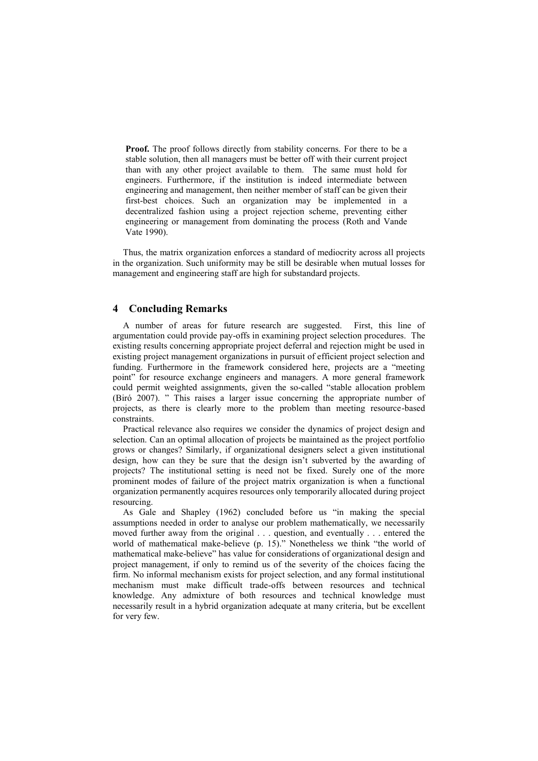**Proof.** The proof follows directly from stability concerns. For there to be a stable solution, then all managers must be better off with their current project than with any other project available to them. The same must hold for engineers. Furthermore, if the institution is indeed intermediate between engineering and management, then neither member of staff can be given their first-best choices. Such an organization may be implemented in a decentralized fashion using a project rejection scheme, preventing either engineering or management from dominating the process (Roth and Vande Vate 1990).

Thus, the matrix organization enforces a standard of mediocrity across all projects in the organization. Such uniformity may be still be desirable when mutual losses for management and engineering staff are high for substandard projects.

## 4 Concluding Remarks

A number of areas for future research are suggested. First, this line of argumentation could provide pay-offs in examining project selection procedures. The existing results concerning appropriate project deferral and rejection might be used in existing project management organizations in pursuit of efficient project selection and funding. Furthermore in the framework considered here, projects are a "meeting point" for resource exchange engineers and managers. A more general framework could permit weighted assignments, given the so-called "stable allocation problem (Biró 2007). " This raises a larger issue concerning the appropriate number of projects, as there is clearly more to the problem than meeting resource-based constraints.

Practical relevance also requires we consider the dynamics of project design and selection. Can an optimal allocation of projects be maintained as the project portfolio grows or changes? Similarly, if organizational designers select a given institutional design, how can they be sure that the design isn't subverted by the awarding of projects? The institutional setting is need not be fixed. Surely one of the more prominent modes of failure of the project matrix organization is when a functional organization permanently acquires resources only temporarily allocated during project resourcing.

As Gale and Shapley (1962) concluded before us "in making the special assumptions needed in order to analyse our problem mathematically, we necessarily moved further away from the original . . . question, and eventually . . . entered the world of mathematical make-believe (p. 15)." Nonetheless we think "the world of mathematical make-believe" has value for considerations of organizational design and project management, if only to remind us of the severity of the choices facing the firm. No informal mechanism exists for project selection, and any formal institutional mechanism must make difficult trade-offs between resources and technical knowledge. Any admixture of both resources and technical knowledge must necessarily result in a hybrid organization adequate at many criteria, but be excellent for very few.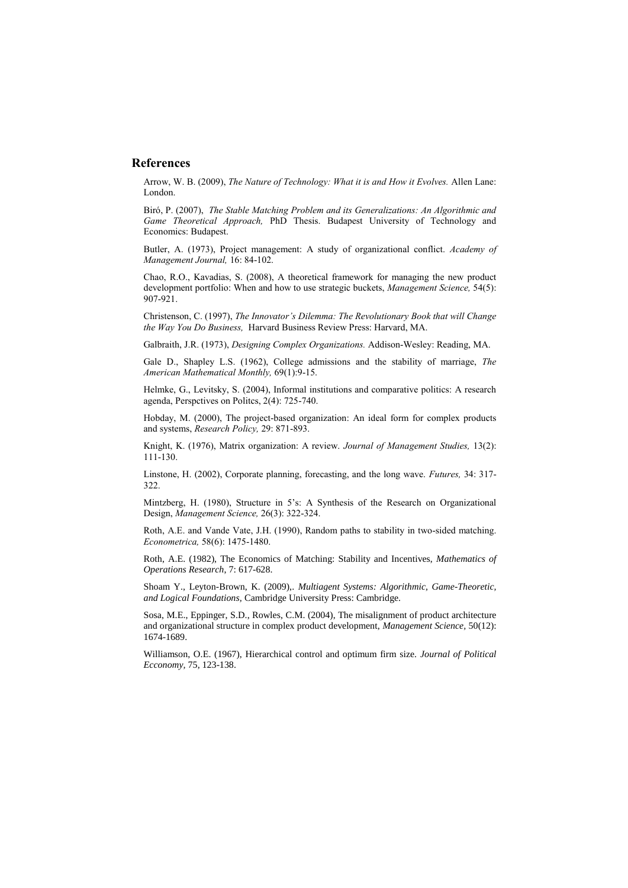## References

Arrow, W. B. (2009), *The Nature of Technology: What it is and How it Evolves.* Allen Lane: London.

Biró, P. (2007), *The Stable Matching Problem and its Generalizations: An Algorithmic and Game Theoretical Approach,* PhD Thesis. Budapest University of Technology and Economics: Budapest.

Butler, A. (1973), Project management: A study of organizational conflict. *Academy of Management Journal,* 16: 84-102.

Chao, R.O., Kavadias, S. (2008), A theoretical framework for managing the new product development portfolio: When and how to use strategic buckets, *Management Science,* 54(5): 907-921.

Christenson, C. (1997), *The Innovator's Dilemma: The Revolutionary Book that will Change the Way You Do Business,* Harvard Business Review Press: Harvard, MA.

Galbraith, J.R. (1973), *Designing Complex Organizations.* Addison-Wesley: Reading, MA.

Gale D., Shapley L.S. (1962), College admissions and the stability of marriage, *The American Mathematical Monthly,* 69(1):9-15.

Helmke, G., Levitsky, S. (2004), Informal institutions and comparative politics: A research agenda, Perspctives on Politcs, 2(4): 725-740.

Hobday, M. (2000), The project-based organization: An ideal form for complex products and systems, *Research Policy,* 29: 871-893.

Knight, K. (1976), Matrix organization: A review. *Journal of Management Studies,* 13(2): 111-130.

Linstone, H. (2002), Corporate planning, forecasting, and the long wave. *Futures,* 34: 317-322.

Mintzberg, H. (1980), Structure in 5's: A Synthesis of the Research on Organizational Design, *Management Science,* 26(3): 322-324.

Roth, A.E. and Vande Vate, J.H. (1990), Random paths to stability in two-sided matching. *Econometrica,* 58(6): 1475-1480.

Roth, A.E. (1982), The Economics of Matching: Stability and Incentives, *Mathematics of Operations Research*, 7: 617-628.

Shoam Y., Leyton-Brown, K. (2009),. *Multiagent Systems: Algorithmic, Game-Theoretic, and Logical Foundations*, Cambridge University Press: Cambridge.

Sosa, M.E., Eppinger, S.D., Rowles, C.M. (2004), The misalignment of product architecture and organizational structure in complex product development, *Management Science*, 50(12): 1674-1689.

Williamson, O.E. (1967), Hierarchical control and optimum firm size. *Journal of Political Ecconomy*, 75, 123-138.